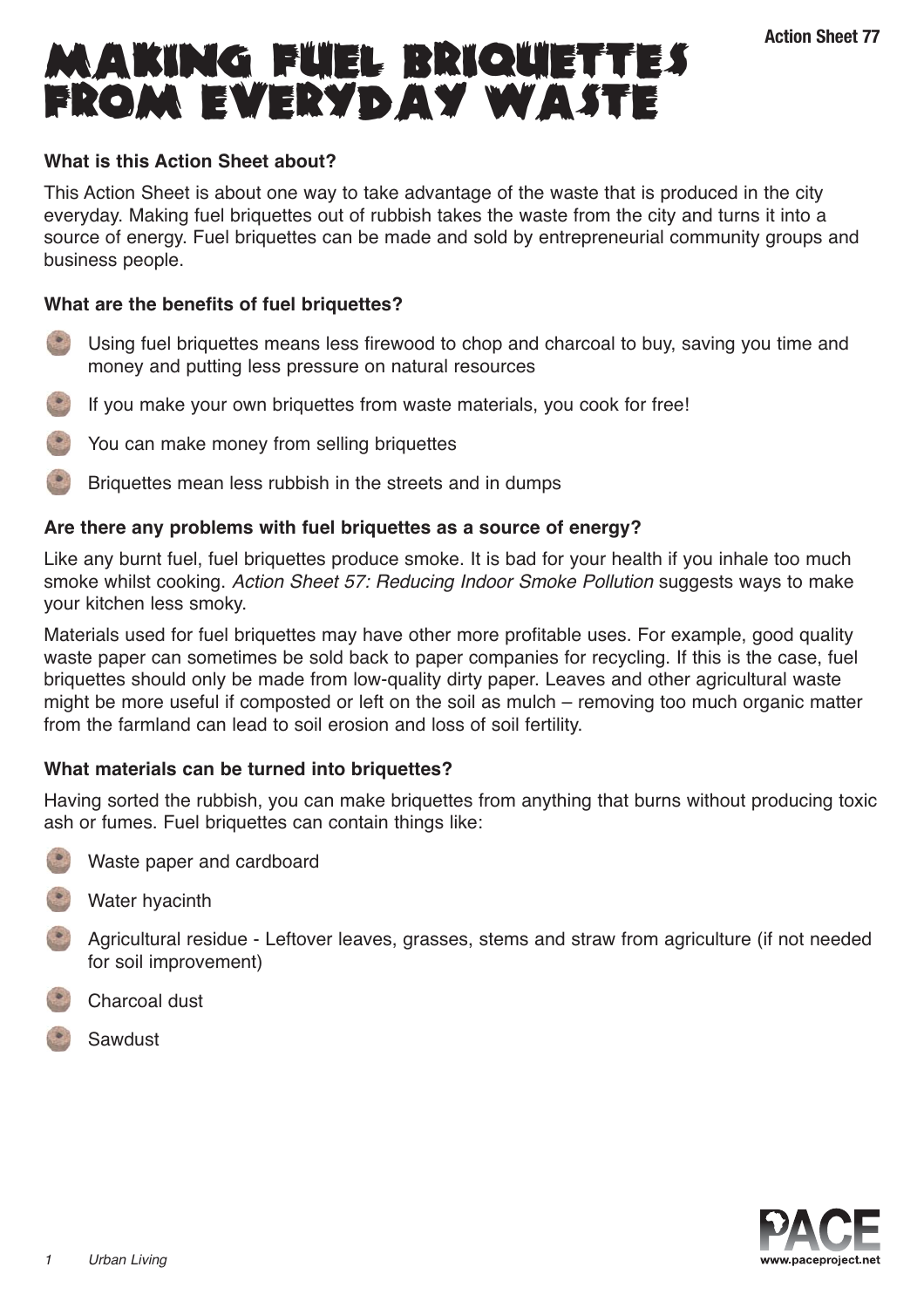# MAKING FUEL BRIQUETTES FROM EVERYDAY WASTE

Action Sheet 77

**What is this Action Sheet about?**

This Action Sheet is about one way to take advantage of the waste that is produced in the city everyday. Making fuel briquettes out of rubbish takes the waste from the city and turns it into a source of energy. Fuel briquettes can be made and sold by entrepreneurial community groups and business people.

**What are the benefits of fuel briquettes?**

- Using fuel briquettes means less firewood to chop and charcoal to buy, saving you time and money and putting less pressure on natural resources
- If you make your own briquettes from waste materials, you cook for free!
- You can make money from selling briquettes
- Briquettes mean less rubbish in the streets and in dumps

**Are there any problems with fuel briquettes as a source of energy?**

Like any burnt fuel, fuel briquettes produce smoke. It is bad for your health if you inhale too much smoke whilst cooking. *Action Sheet 57: Reducing Indoor Smoke Pollution* suggests ways to make your kitchen less smoky.

Materials used for fuel briquettes may have other more profitable uses. For example, good quality waste paper can sometimes be sold back to paper companies for recycling. If this is the case, fuel briquettes should only be made from low-quality dirty paper. Leaves and other agricultural waste might be more useful if composted or left on the soil as mulch – removing too much organic matter from the farmland can lead to soil erosion and loss of soil fertility.

**What materials can be turned into briquettes?**

Having sorted the rubbish, you can make briquettes from anything that burns without producing toxic ash or fumes. Fuel briquettes can contain things like:

- Waste paper and cardboard
- Water hyacinth
- Agricultural residue - Leftover leaves, grasses, stems and straw from agriculture (if not needed for soil improvement)
- Charcoal dust
- Sawdust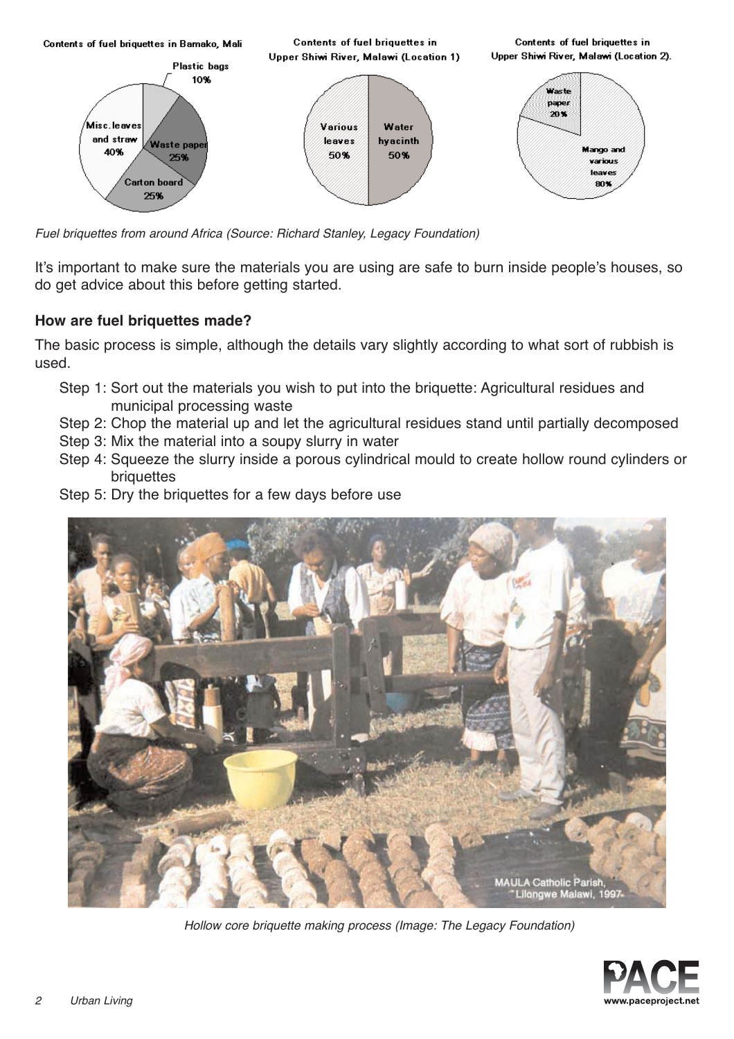*Fuel briquettes from around Africa (Source: Richard Stanley, Legacy Foundation)*

It's important to make sure the materials you are using are safe to burn inside people's houses, so do get advice about this before getting started.

**How are fuel briquettes made?**

The basic process is simple, although the details vary slightly according to what sort of rubbish is used.

- Step 1: Sort out the materials you wish to put into the briquette: Agricultural residues and municipal processing waste
- Step 2: Chop the material up and let the agricultural residues stand until partially decomposed
- Step 3: Mix the material into a soupy slurry in water
- Step 4: Squeeze the slurry inside a porous cylindrical mould to create hollow round cylinders or briquettes
- Step 5: Dry the briquettes for a few days before use

*Hollow core briquette making process (Image: The Legacy Foundation)*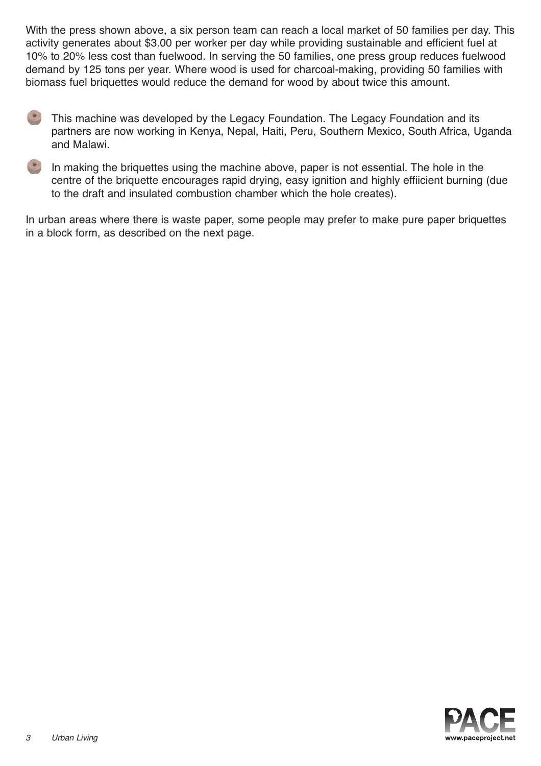With the press shown above, a six person team can reach a local market of 50 families per day. This activity generates about $3.00 per worker per day while providing sustainable and efficient fuel at 10% to 20% less cost than fuelwood. In serving the 50 families, one press group reduces fuelwood demand by 125 tons per year. Where wood is used for charcoal-making, providing 50 families with biomass fuel briquettes would reduce the demand for wood by about twice this amount.

- This machine was developed by the Legacy Foundation. The Legacy Foundation and its partners are now working in Kenya, Nepal, Haiti, Peru, Southern Mexico, South Africa, Uganda and Malawi.
- In making the briquettes using the machine above, paper is not essential. The hole in the centre of the briquette encourages rapid drying, easy ignition and highly effiicient burning (due to the draft and insulated combustion chamber which the hole creates).

In urban areas where there is waste paper, some people may prefer to make pure paper briquettes in a block form, as described on the next page.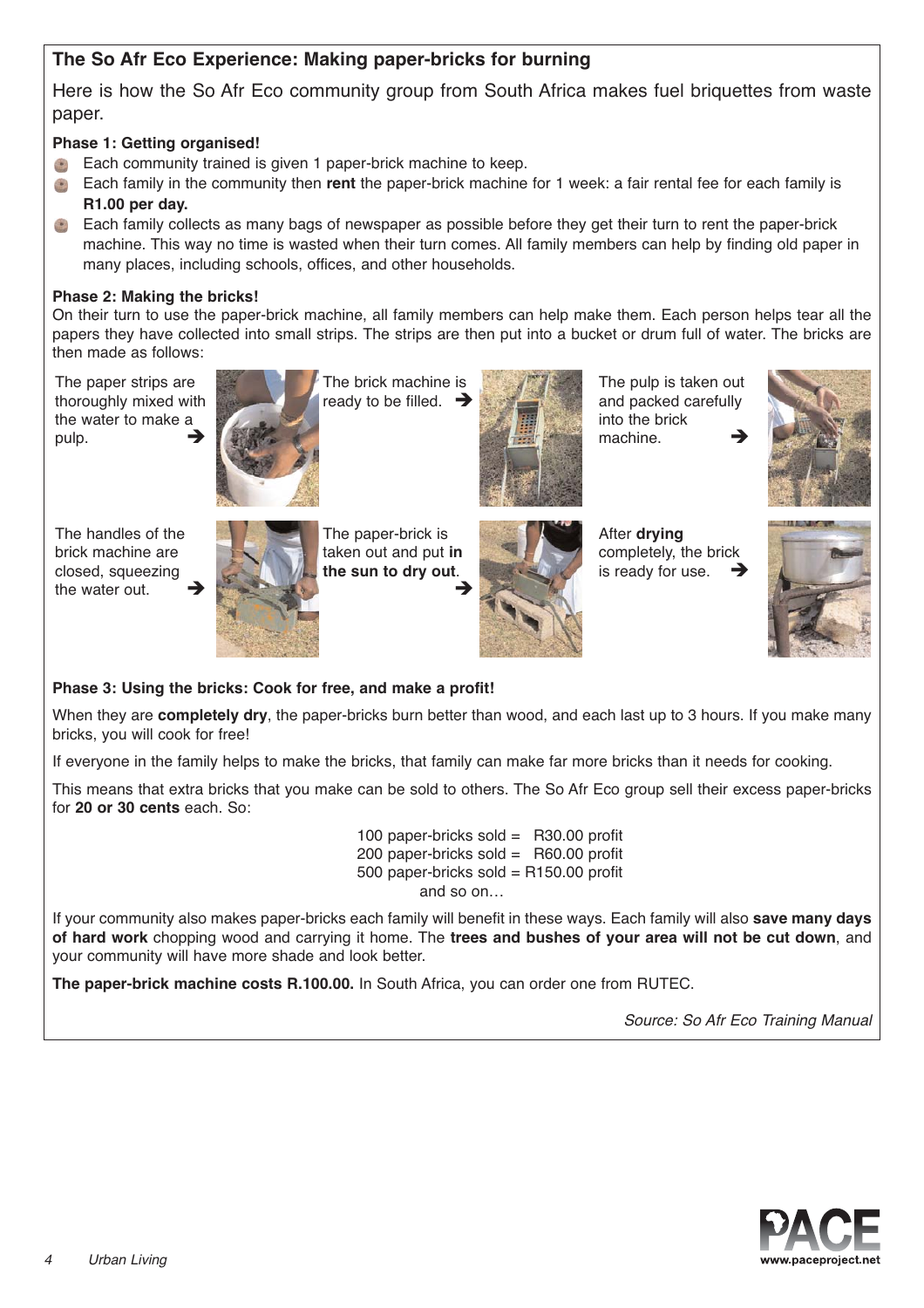## The So Afr Eco Experience: Making paper-bricks for burning

Here is how the So Afr Eco community group from South Africa makes fuel briquettes from waste paper.

### Phase 1: Getting organised!

- Each community trained is given 1 paper-brick machine to keep.
- Each family in the community then **rent** the paper-brick machine for 1 week: a fair rental fee for each family is **R1.00 per day.**
- Each family collects as many bags of newspaper as possible before they get their turn to rent the paper-brick machine. This way no time is wasted when their turn comes. All family members can help by finding old paper in many places, including schools, offices, and other households.

### Phase 2: Making the bricks!

On their turn to use the paper-brick machine, all family members can help make them. Each person helps tear all the papers they have collected into small strips. The strips are then put into a bucket or drum full of water. The bricks are then made as follows:

The paper strips are thoroughly mixed with the water to make a pulp. ➔

The brick machine is ready to be filled. ➔

The pulp is taken out and packed carefully into the brick machine. ➔

The handles of the brick machine are closed, squeezing the water out. ➔

The paper-brick is taken out and put **in the sun to dry out**. ➔

After **drying** completely, the brick is ready for use. ➔

### Phase 3: Using the bricks: Cook for free, and make a profit!

When they are **completely dry**, the paper-bricks burn better than wood, and each last up to 3 hours. If you make many bricks, you will cook for free!

If everyone in the family helps to make the bricks, that family can make far more bricks than it needs for cooking.

This means that extra bricks that you make can be sold to others. The So Afr Eco group sell their excess paper-bricks for **20 or 30 cents** each. So:

100 paper-bricks sold = R30.00 profit
200 paper-bricks sold = R60.00 profit
500 paper-bricks sold = R150.00 profit
and so on…

If your community also makes paper-bricks each family will benefit in these ways. Each family will also **save many days of hard work** chopping wood and carrying it home. The **trees and bushes of your area will not be cut down**, and your community will have more shade and look better.

**The paper-brick machine costs R.100.00.** In South Africa, you can order one from RUTEC.

*Source: So Afr Eco Training Manual*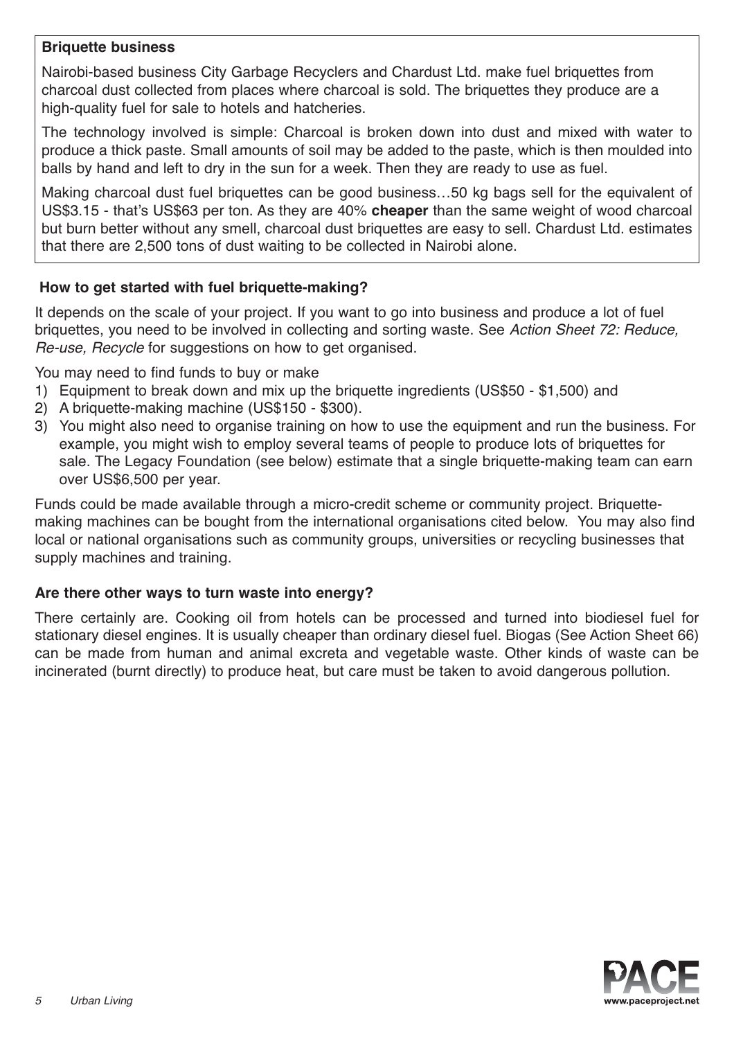**Briquette business**

Nairobi-based business City Garbage Recyclers and Chardust Ltd. make fuel briquettes from charcoal dust collected from places where charcoal is sold. The briquettes they produce are a high-quality fuel for sale to hotels and hatcheries.

The technology involved is simple: Charcoal is broken down into dust and mixed with water to produce a thick paste. Small amounts of soil may be added to the paste, which is then moulded into balls by hand and left to dry in the sun for a week. Then they are ready to use as fuel.

Making charcoal dust fuel briquettes can be good business…50 kg bags sell for the equivalent of US$3.15 - that's US$63 per ton. As they are 40% **cheaper** than the same weight of wood charcoal but burn better without any smell, charcoal dust briquettes are easy to sell. Chardust Ltd. estimates that there are 2,500 tons of dust waiting to be collected in Nairobi alone.

## How to get started with fuel briquette-making?

It depends on the scale of your project. If you want to go into business and produce a lot of fuel briquettes, you need to be involved in collecting and sorting waste. See *Action Sheet 72: Reduce, Re-use, Recycle* for suggestions on how to get organised.

You may need to find funds to buy or make

1) Equipment to break down and mix up the briquette ingredients (US$50 - $1,500) and
2) A briquette-making machine (US$150 - $300).
3) You might also need to organise training on how to use the equipment and run the business. For example, you might wish to employ several teams of people to produce lots of briquettes for sale. The Legacy Foundation (see below) estimate that a single briquette-making team can earn over US$6,500 per year.

Funds could be made available through a micro-credit scheme or community project. Briquette-making machines can be bought from the international organisations cited below. You may also find local or national organisations such as community groups, universities or recycling businesses that supply machines and training.

## Are there other ways to turn waste into energy?

There certainly are. Cooking oil from hotels can be processed and turned into biodiesel fuel for stationary diesel engines. It is usually cheaper than ordinary diesel fuel. Biogas (See Action Sheet 66) can be made from human and animal excreta and vegetable waste. Other kinds of waste can be incinerated (burnt directly) to produce heat, but care must be taken to avoid dangerous pollution.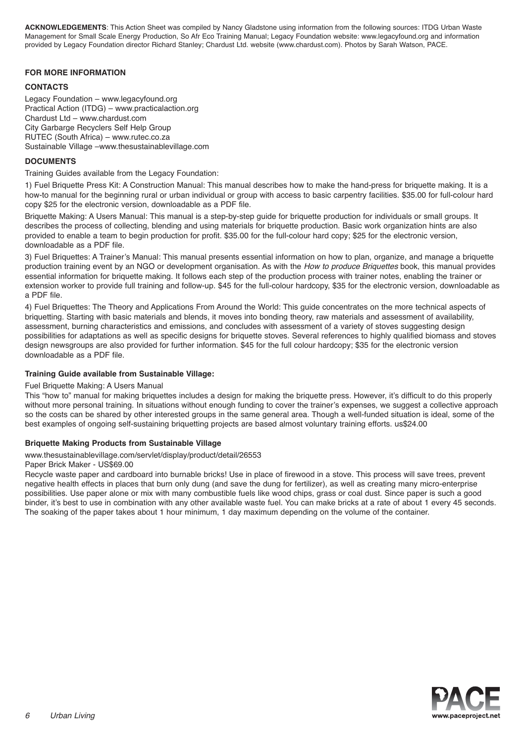**ACKNOWLEDGEMENTS**: This Action Sheet was compiled by Nancy Gladstone using information from the following sources: ITDG Urban Waste Management for Small Scale Energy Production, So Afr Eco Training Manual; Legacy Foundation website: www.legacyfound.org and information provided by Legacy Foundation director Richard Stanley; Chardust Ltd. website (www.chardust.com). Photos by Sarah Watson, PACE.

## FOR MORE INFORMATION

### CONTACTS

Legacy Foundation – www.legacyfound.org
Practical Action (ITDG) – www.practicalaction.org
Chardust Ltd – www.chardust.com
City Garbarge Recyclers Self Help Group
RUTEC (South Africa) – www.rutec.co.za
Sustainable Village –www.thesustainablevillage.com

### DOCUMENTS

Training Guides available from the Legacy Foundation:

1) Fuel Briquette Press Kit: A Construction Manual: This manual describes how to make the hand-press for briquette making. It is a how-to manual for the beginning rural or urban individual or group with access to basic carpentry facilities. $35.00 for full-colour hard copy $25 for the electronic version, downloadable as a PDF file.

Briquette Making: A Users Manual: This manual is a step-by-step guide for briquette production for individuals or small groups. It describes the process of collecting, blending and using materials for briquette production. Basic work organization hints are also provided to enable a team to begin production for profit. $35.00 for the full-colour hard copy; $25 for the electronic version, downloadable as a PDF file.

3) Fuel Briquettes: A Trainer's Manual: This manual presents essential information on how to plan, organize, and manage a briquette production training event by an NGO or development organisation. As with the *How to produce Briquettes* book, this manual provides essential information for briquette making. It follows each step of the production process with trainer notes, enabling the trainer or extension worker to provide full training and follow-up. $45 for the full-colour hardcopy, $35 for the electronic version, downloadable as a PDF file.

4) Fuel Briquettes: The Theory and Applications From Around the World: This guide concentrates on the more technical aspects of briquetting. Starting with basic materials and blends, it moves into bonding theory, raw materials and assessment of availability, assessment, burning characteristics and emissions, and concludes with assessment of a variety of stoves suggesting design possibilities for adaptations as well as specific designs for briquette stoves. Several references to highly qualified biomass and stoves design newsgroups are also provided for further information. $45 for the full colour hardcopy; $35 for the electronic version downloadable as a PDF file.

**Training Guide available from Sustainable Village:**

Fuel Briquette Making: A Users Manual
This "how to" manual for making briquettes includes a design for making the briquette press. However, it's difficult to do this properly without more personal training. In situations without enough funding to cover the trainer's expenses, we suggest a collective approach so the costs can be shared by other interested groups in the same general area. Though a well-funded situation is ideal, some of the best examples of ongoing self-sustaining briquetting projects are based almost voluntary training efforts. us$24.00

**Briquette Making Products from Sustainable Village**

www.thesustainablevillage.com/servlet/display/product/detail/26553
Paper Brick Maker - US$69.00
Recycle waste paper and cardboard into burnable bricks! Use in place of firewood in a stove. This process will save trees, prevent negative health effects in places that burn only dung (and save the dung for fertilizer), as well as creating many micro-enterprise possibilities. Use paper alone or mix with many combustible fuels like wood chips, grass or coal dust. Since paper is such a good binder, it's best to use in combination with any other available waste fuel. You can make bricks at a rate of about 1 every 45 seconds. The soaking of the paper takes about 1 hour minimum, 1 day maximum depending on the volume of the container.